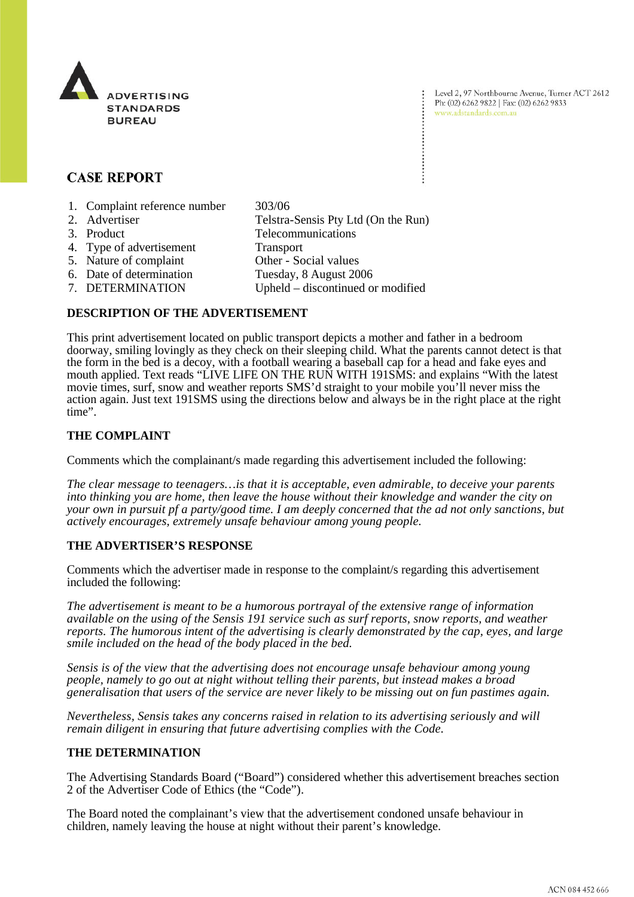ADVERTISING STANDARDS BUREAU

Level 2, 97 Northbourne Avenue, Turner ACT 2612
Ph: (02) 6262 9822 | Fax: (02) 6262 9833
www.adstandards.com.au

## CASE REPORT

| | | |
|---|---|---|
| 1. | Complaint reference number | 303/06 |
| 2. | Advertiser | Telstra-Sensis Pty Ltd (On the Run) |
| 3. | Product | Telecommunications |
| 4. | Type of advertisement | Transport |
| 5. | Nature of complaint | Other - Social values |
| 6. | Date of determination | Tuesday, 8 August 2006 |
| 7. | DETERMINATION | Upheld – discontinued or modified |

### DESCRIPTION OF THE ADVERTISEMENT

This print advertisement located on public transport depicts a mother and father in a bedroom doorway, smiling lovingly as they check on their sleeping child. What the parents cannot detect is that the form in the bed is a decoy, with a football wearing a baseball cap for a head and fake eyes and mouth applied. Text reads "LIVE LIFE ON THE RUN WITH 191SMS: and explains "With the latest movie times, surf, snow and weather reports SMS'd straight to your mobile you'll never miss the action again. Just text 191SMS using the directions below and always be in the right place at the right time".

### THE COMPLAINT

Comments which the complainant/s made regarding this advertisement included the following:

*The clear message to teenagers…is that it is acceptable, even admirable, to deceive your parents into thinking you are home, then leave the house without their knowledge and wander the city on your own in pursuit pf a party/good time. I am deeply concerned that the ad not only sanctions, but actively encourages, extremely unsafe behaviour among young people.*

### THE ADVERTISER'S RESPONSE

Comments which the advertiser made in response to the complaint/s regarding this advertisement included the following:

*The advertisement is meant to be a humorous portrayal of the extensive range of information available on the using of the Sensis 191 service such as surf reports, snow reports, and weather reports. The humorous intent of the advertising is clearly demonstrated by the cap, eyes, and large smile included on the head of the body placed in the bed.*

*Sensis is of the view that the advertising does not encourage unsafe behaviour among young people, namely to go out at night without telling their parents, but instead makes a broad generalisation that users of the service are never likely to be missing out on fun pastimes again.*

*Nevertheless, Sensis takes any concerns raised in relation to its advertising seriously and will remain diligent in ensuring that future advertising complies with the Code.*

### THE DETERMINATION

The Advertising Standards Board ("Board") considered whether this advertisement breaches section 2 of the Advertiser Code of Ethics (the "Code").

The Board noted the complainant's view that the advertisement condoned unsafe behaviour in children, namely leaving the house at night without their parent's knowledge.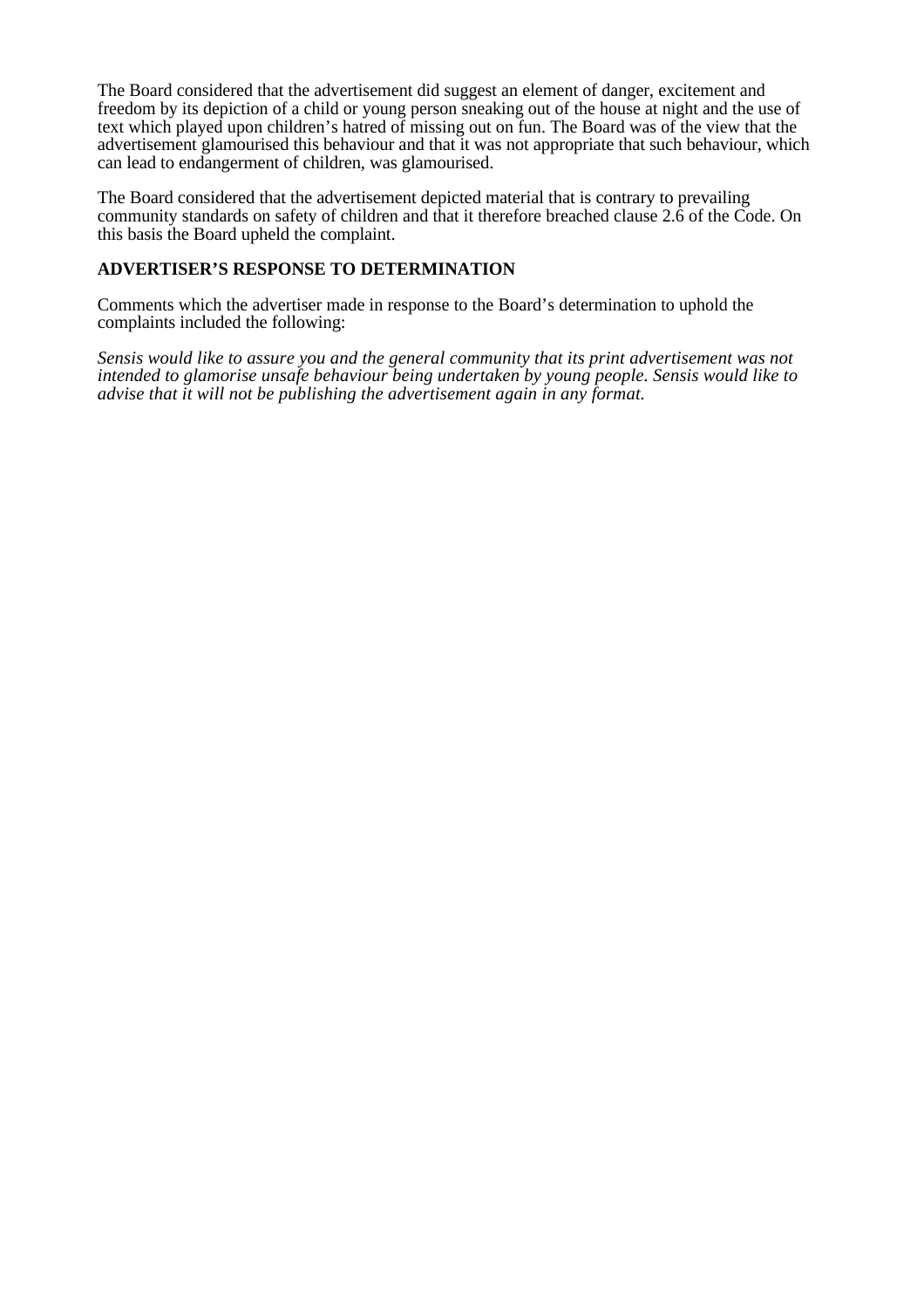The Board considered that the advertisement did suggest an element of danger, excitement and freedom by its depiction of a child or young person sneaking out of the house at night and the use of text which played upon children's hatred of missing out on fun. The Board was of the view that the advertisement glamourised this behaviour and that it was not appropriate that such behaviour, which can lead to endangerment of children, was glamourised.

The Board considered that the advertisement depicted material that is contrary to prevailing community standards on safety of children and that it therefore breached clause 2.6 of the Code. On this basis the Board upheld the complaint.

**ADVERTISER'S RESPONSE TO DETERMINATION**

Comments which the advertiser made in response to the Board's determination to uphold the complaints included the following:

*Sensis would like to assure you and the general community that its print advertisement was not intended to glamorise unsafe behaviour being undertaken by young people. Sensis would like to advise that it will not be publishing the advertisement again in any format.*